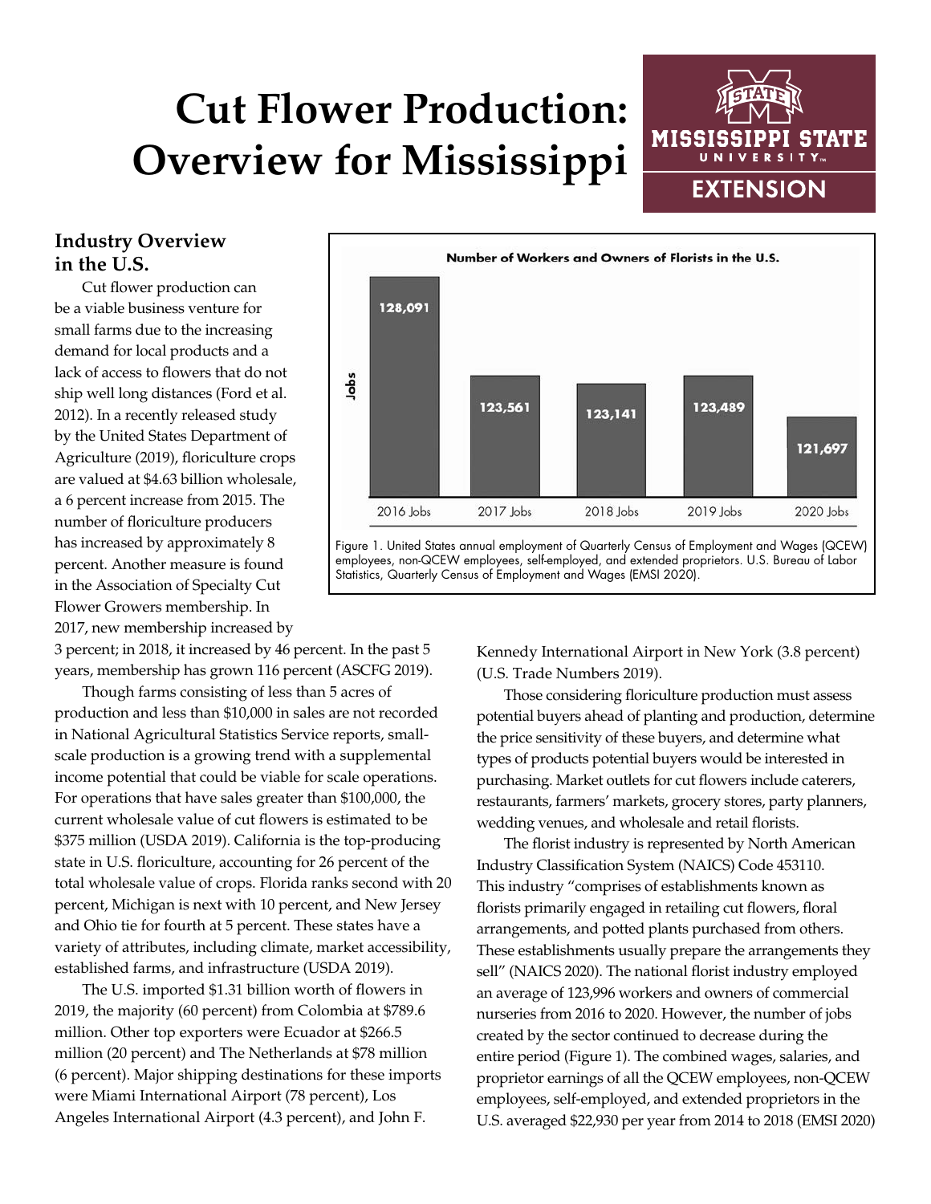# Cut Flower Production: Overview for Mississippi

## Industry Overview in the U.S.

Cut flower production can be a viable business venture for small farms due to the increasing demand for local products and a lack of access to flowers that do not ship well long distances (Ford et al. 2012). In a recently released study by the United States Department of Agriculture (2019), floriculture crops are valued at $4.63 billion wholesale, a 6 percent increase from 2015. The number of floriculture producers has increased by approximately 8 percent. Another measure is found in the Association of Specialty Cut Flower Growers membership. In 2017, new membership increased by 3 percent; in 2018, it increased by 46 percent. In the past 5 years, membership has grown 116 percent (ASCFG 2019).

Though farms consisting of less than 5 acres of production and less than $10,000 in sales are not recorded in National Agricultural Statistics Service reports, small-scale production is a growing trend with a supplemental income potential that could be viable for scale operations. For operations that have sales greater than $100,000, the current wholesale value of cut flowers is estimated to be $375 million (USDA 2019). California is the top-producing state in U.S. floriculture, accounting for 26 percent of the total wholesale value of crops. Florida ranks second with 20 percent, Michigan is next with 10 percent, and New Jersey and Ohio tie for fourth at 5 percent. These states have a variety of attributes, including climate, market accessibility, established farms, and infrastructure (USDA 2019).

The U.S. imported $1.31 billion worth of flowers in 2019, the majority (60 percent) from Colombia at $789.6 million. Other top exporters were Ecuador at $266.5 million (20 percent) and The Netherlands at $78 million (6 percent). Major shipping destinations for these imports were Miami International Airport (78 percent), Los Angeles International Airport (4.3 percent), and John F. Kennedy International Airport in New York (3.8 percent) (U.S. Trade Numbers 2019).

**Number of Workers and Owners of Florists in the U.S.**

| Year | Jobs |
|---|---|
| 2016 Jobs | 128,091 |
| 2017 Jobs | 123,561 |
| 2018 Jobs | 123,141 |
| 2019 Jobs | 123,489 |
| 2020 Jobs | 121,697 |

Figure 1. United States annual employment of Quarterly Census of Employment and Wages (QCEW) employees, non-QCEW employees, self-employed, and extended proprietors. U.S. Bureau of Labor Statistics, Quarterly Census of Employment and Wages (EMSI 2020).

Those considering floriculture production must assess potential buyers ahead of planting and production, determine the price sensitivity of these buyers, and determine what types of products potential buyers would be interested in purchasing. Market outlets for cut flowers include caterers, restaurants, farmers' markets, grocery stores, party planners, wedding venues, and wholesale and retail florists.

The florist industry is represented by North American Industry Classification System (NAICS) Code 453110. This industry "comprises of establishments known as florists primarily engaged in retailing cut flowers, floral arrangements, and potted plants purchased from others. These establishments usually prepare the arrangements they sell" (NAICS 2020). The national florist industry employed an average of 123,996 workers and owners of commercial nurseries from 2016 to 2020. However, the number of jobs created by the sector continued to decrease during the entire period (Figure 1). The combined wages, salaries, and proprietor earnings of all the QCEW employees, non-QCEW employees, self-employed, and extended proprietors in the U.S. averaged $22,930 per year from 2014 to 2018 (EMSI 2020)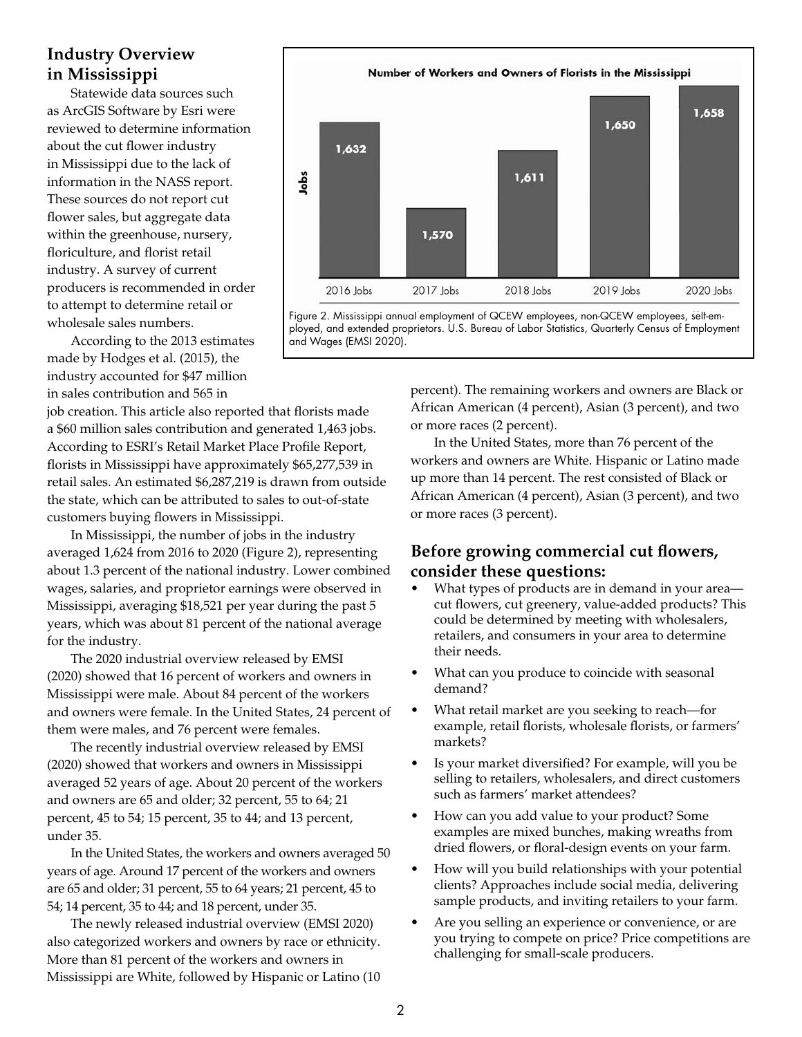## Industry Overview in Mississippi

Statewide data sources such as ArcGIS Software by Esri were reviewed to determine information about the cut flower industry in Mississippi due to the lack of information in the NASS report. These sources do not report cut flower sales, but aggregate data within the greenhouse, nursery, floriculture, and florist retail industry. A survey of current producers is recommended in order to attempt to determine retail or wholesale sales numbers.

According to the 2013 estimates made by Hodges et al. (2015), the industry accounted for $47 million in sales contribution and 565 in job creation. This article also reported that florists made a $60 million sales contribution and generated 1,463 jobs. According to ESRI's Retail Market Place Profile Report, florists in Mississippi have approximately $65,277,539 in retail sales. An estimated $6,287,219 is drawn from outside the state, which can be attributed to sales to out-of-state customers buying flowers in Mississippi.

In Mississippi, the number of jobs in the industry averaged 1,624 from 2016 to 2020 (Figure 2), representing about 1.3 percent of the national industry. Lower combined wages, salaries, and proprietor earnings were observed in Mississippi, averaging $18,521 per year during the past 5 years, which was about 81 percent of the national average for the industry.

**Number of Workers and Owners of Florists in the Mississippi**

| Year | Jobs |
|---|---|
| 2016 Jobs | 1,632 |
| 2017 Jobs | 1,570 |
| 2018 Jobs | 1,611 |
| 2019 Jobs | 1,650 |
| 2020 Jobs | 1,658 |

Figure 2. Mississippi annual employment of QCEW employees, non-QCEW employees, self-employed, and extended proprietors. U.S. Bureau of Labor Statistics, Quarterly Census of Employment and Wages (EMSI 2020).

The 2020 industrial overview released by EMSI (2020) showed that 16 percent of workers and owners in Mississippi were male. About 84 percent of the workers and owners were female. In the United States, 24 percent of them were males, and 76 percent were females.

The recently industrial overview released by EMSI (2020) showed that workers and owners in Mississippi averaged 52 years of age. About 20 percent of the workers and owners are 65 and older; 32 percent, 55 to 64; 21 percent, 45 to 54; 15 percent, 35 to 44; and 13 percent, under 35.

In the United States, the workers and owners averaged 50 years of age. Around 17 percent of the workers and owners are 65 and older; 31 percent, 55 to 64 years; 21 percent, 45 to 54; 14 percent, 35 to 44; and 18 percent, under 35.

The newly released industrial overview (EMSI 2020) also categorized workers and owners by race or ethnicity. More than 81 percent of the workers and owners in Mississippi are White, followed by Hispanic or Latino (10 percent). The remaining workers and owners are Black or African American (4 percent), Asian (3 percent), and two or more races (2 percent).

In the United States, more than 76 percent of the workers and owners are White. Hispanic or Latino made up more than 14 percent. The rest consisted of Black or African American (4 percent), Asian (3 percent), and two or more races (3 percent).

## Before growing commercial cut flowers, consider these questions:

- What types of products are in demand in your area—cut flowers, cut greenery, value-added products? This could be determined by meeting with wholesalers, retailers, and consumers in your area to determine their needs.
- What can you produce to coincide with seasonal demand?
- What retail market are you seeking to reach—for example, retail florists, wholesale florists, or farmers' markets?
- Is your market diversified? For example, will you be selling to retailers, wholesalers, and direct customers such as farmers' market attendees?
- How can you add value to your product? Some examples are mixed bunches, making wreaths from dried flowers, or floral-design events on your farm.
- How will you build relationships with your potential clients? Approaches include social media, delivering sample products, and inviting retailers to your farm.
- Are you selling an experience or convenience, or are you trying to compete on price? Price competitions are challenging for small-scale producers.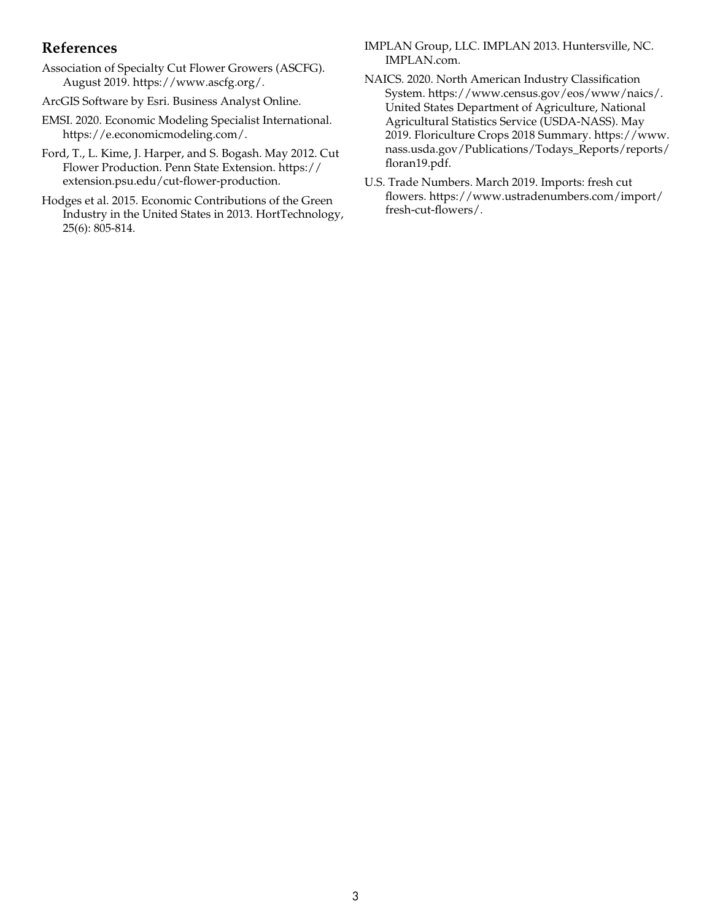## References

Association of Specialty Cut Flower Growers (ASCFG). August 2019. https://www.ascfg.org/.

ArcGIS Software by Esri. Business Analyst Online.

EMSI. 2020. Economic Modeling Specialist International. https://e.economicmodeling.com/.

Ford, T., L. Kime, J. Harper, and S. Bogash. May 2012. Cut Flower Production. Penn State Extension. https://extension.psu.edu/cut-flower-production.

Hodges et al. 2015. Economic Contributions of the Green Industry in the United States in 2013. HortTechnology, 25(6): 805-814.

IMPLAN Group, LLC. IMPLAN 2013. Huntersville, NC. IMPLAN.com.

NAICS. 2020. North American Industry Classification System. https://www.census.gov/eos/www/naics/. United States Department of Agriculture, National Agricultural Statistics Service (USDA-NASS). May 2019. Floriculture Crops 2018 Summary. https://www.nass.usda.gov/Publications/Todays_Reports/reports/floran19.pdf.

U.S. Trade Numbers. March 2019. Imports: fresh cut flowers. https://www.ustradenumbers.com/import/fresh-cut-flowers/.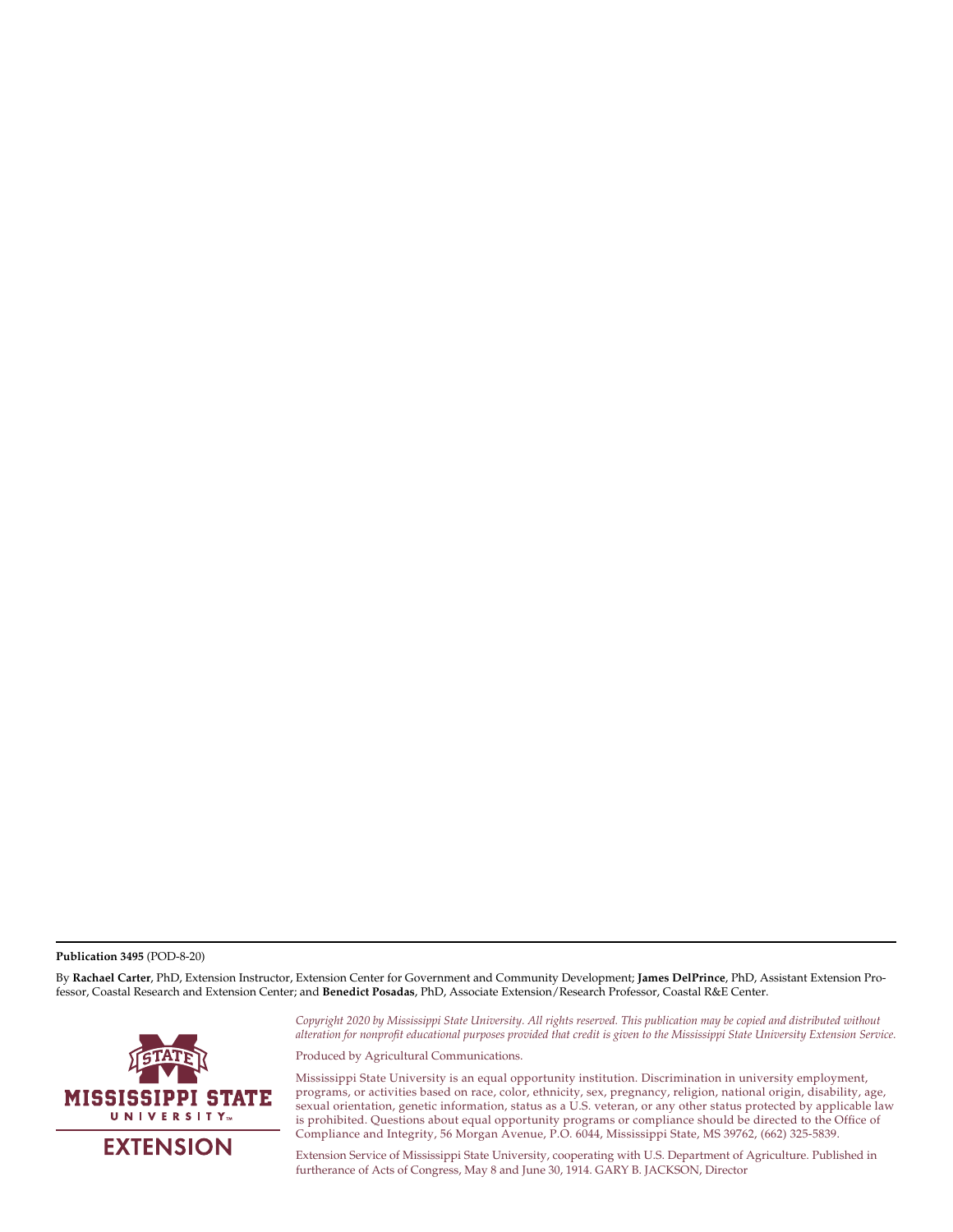**Publication 3495** (POD-8-20)

By **Rachael Carter**, PhD, Extension Instructor, Extension Center for Government and Community Development; **James DelPrince**, PhD, Assistant Extension Professor, Coastal Research and Extension Center; and **Benedict Posadas**, PhD, Associate Extension/Research Professor, Coastal R&E Center.

MISSISSIPPI STATE UNIVERSITY™

EXTENSION

*Copyright 2020 by Mississippi State University. All rights reserved. This publication may be copied and distributed without alteration for nonprofit educational purposes provided that credit is given to the Mississippi State University Extension Service.*

Produced by Agricultural Communications.

Mississippi State University is an equal opportunity institution. Discrimination in university employment, programs, or activities based on race, color, ethnicity, sex, pregnancy, religion, national origin, disability, age, sexual orientation, genetic information, status as a U.S. veteran, or any other status protected by applicable law is prohibited. Questions about equal opportunity programs or compliance should be directed to the Office of Compliance and Integrity, 56 Morgan Avenue, P.O. 6044, Mississippi State, MS 39762, (662) 325-5839.

Extension Service of Mississippi State University, cooperating with U.S. Department of Agriculture. Published in furtherance of Acts of Congress, May 8 and June 30, 1914. GARY B. JACKSON, Director